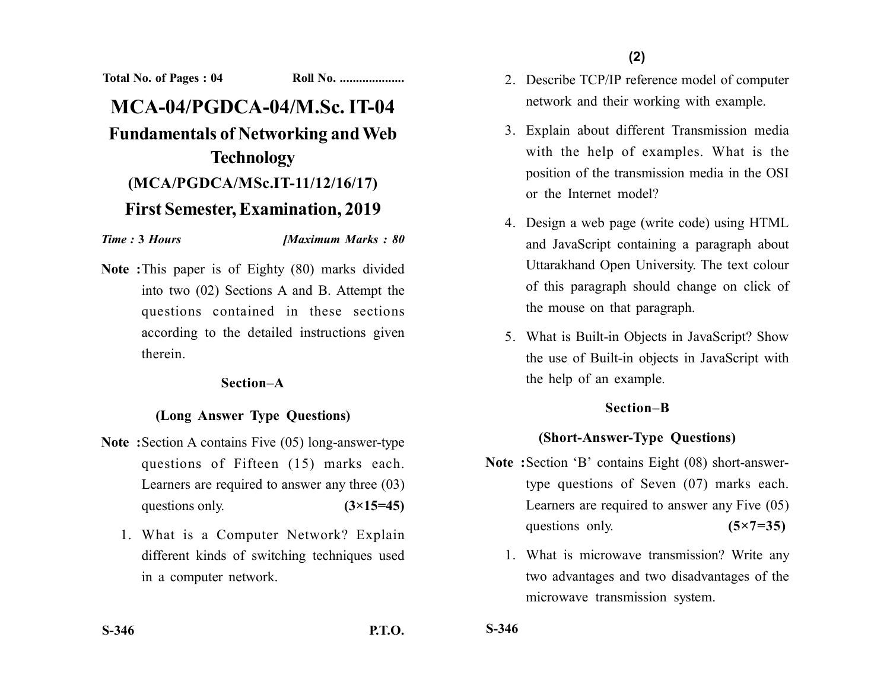Total No. of Pages : 04 Roll No. ....................

# MCA-04/PGDCA-04/M.Sc. IT-04

## Fundamentals of Networking and Web Technology

## (MCA/PGDCA/MSc.IT-11/12/16/17)

## First Semester, Examination, 2019

*Time :* **3** *Hours* *[Maximum Marks : 80*

**Note :** This paper is of Eighty (80) marks divided into two (02) Sections A and B. Attempt the questions contained in these sections according to the detailed instructions given therein.

### Section–A

### (Long Answer Type Questions)

**Note :** Section A contains Five (05) long-answer-type questions of Fifteen (15) marks each. Learners are required to answer any three (03) questions only. **(3×15=45)**

1. What is a Computer Network? Explain different kinds of switching techniques used in a computer network.

2. Describe TCP/IP reference model of computer network and their working with example.

3. Explain about different Transmission media with the help of examples. What is the position of the transmission media in the OSI or the Internet model?

4. Design a web page (write code) using HTML and JavaScript containing a paragraph about Uttarakhand Open University. The text colour of this paragraph should change on click of the mouse on that paragraph.

5. What is Built-in Objects in JavaScript? Show the use of Built-in objects in JavaScript with the help of an example.

### Section–B

### (Short-Answer-Type Questions)

**Note :** Section 'B' contains Eight (08) short-answer-type questions of Seven (07) marks each. Learners are required to answer any Five (05) questions only. **(5×7=35)**

1. What is microwave transmission? Write any two advantages and two disadvantages of the microwave transmission system.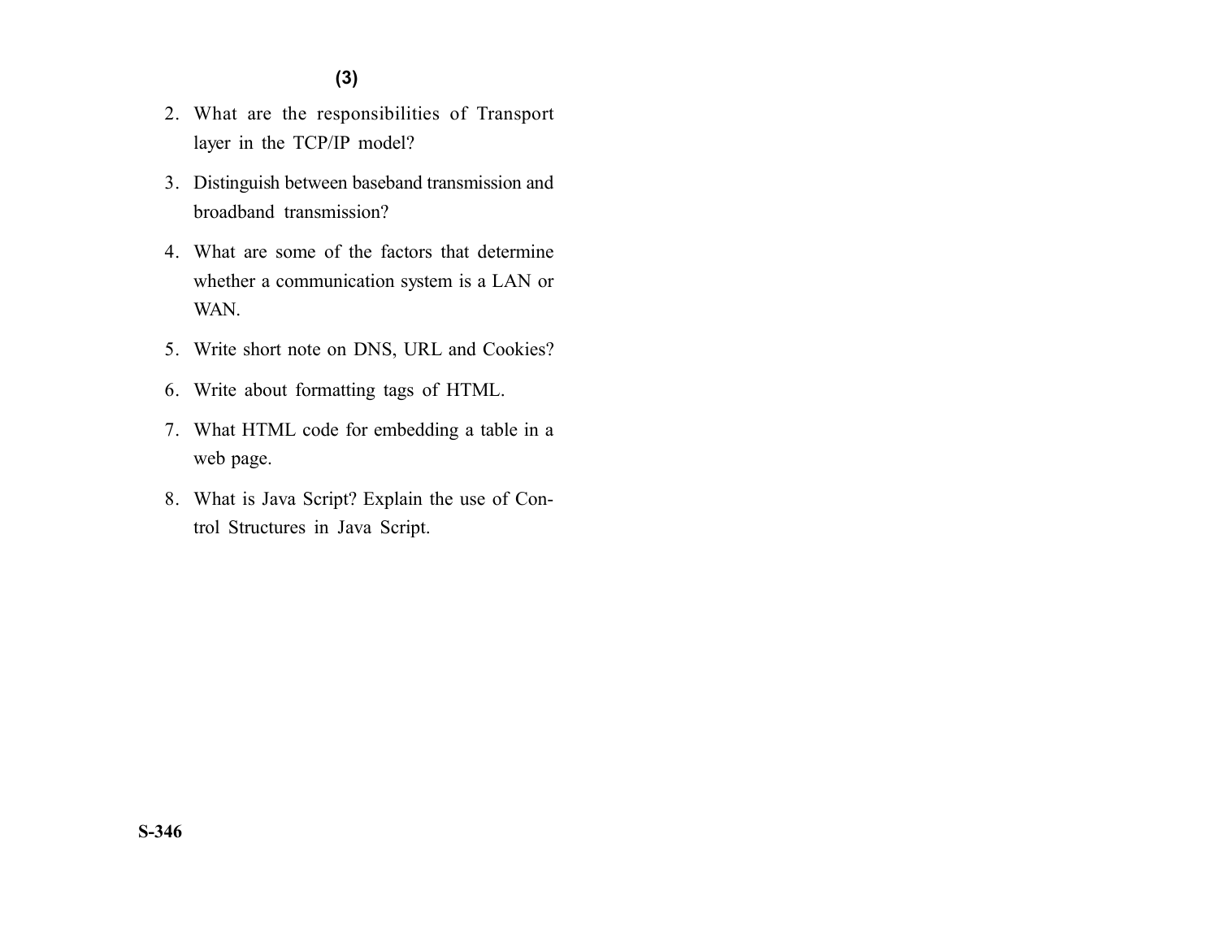2. What are the responsibilities of Transport layer in the TCP/IP model?
3. Distinguish between baseband transmission and broadband transmission?
4. What are some of the factors that determine whether a communication system is a LAN or WAN.
5. Write short note on DNS, URL and Cookies?
6. Write about formatting tags of HTML.
7. What HTML code for embedding a table in a web page.
8. What is Java Script? Explain the use of Control Structures in Java Script.

S-346